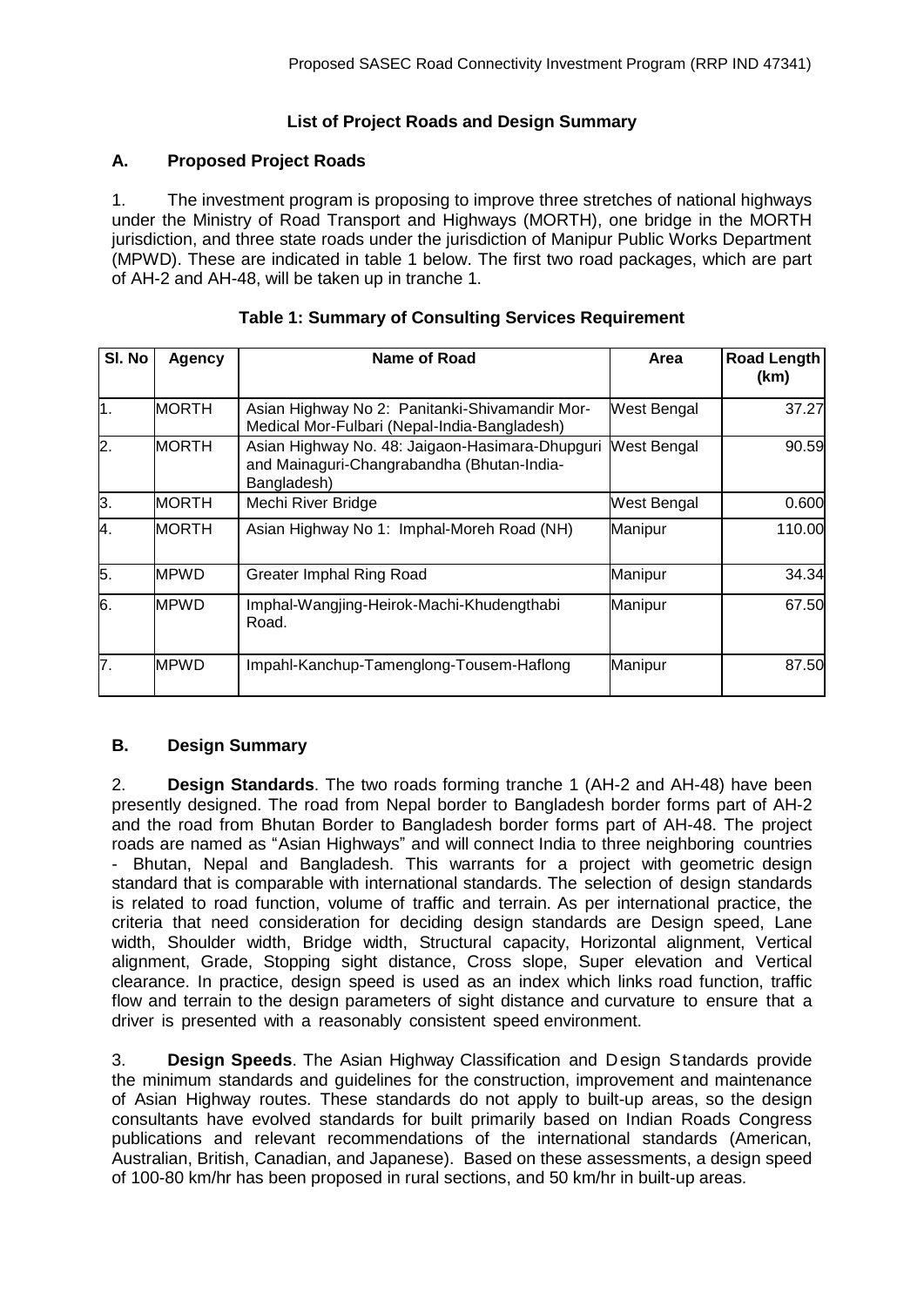## List of Project Roads and Design Summary

### A. Proposed Project Roads

1. The investment program is proposing to improve three stretches of national highways under the Ministry of Road Transport and Highways (MORTH), one bridge in the MORTH jurisdiction, and three state roads under the jurisdiction of Manipur Public Works Department (MPWD). These are indicated in table 1 below. The first two road packages, which are part of AH-2 and AH-48, will be taken up in tranche 1.

**Table 1: Summary of Consulting Services Requirement**

| Sl. No | Agency | Name of Road | Area | Road Length (km) |
|---|---|---|---|---|
| 1. | MORTH | Asian Highway No 2: Panitanki-Shivamandir Mor-Medical Mor-Fulbari (Nepal-India-Bangladesh) | West Bengal | 37.27 |
| 2. | MORTH | Asian Highway No. 48: Jaigaon-Hasimara-Dhupguri and Mainaguri-Changrabandha (Bhutan-India-Bangladesh) | West Bengal | 90.59 |
| 3. | MORTH | Mechi River Bridge | West Bengal | 0.600 |
| 4. | MORTH | Asian Highway No 1: Imphal-Moreh Road (NH) | Manipur | 110.00 |
| 5. | MPWD | Greater Imphal Ring Road | Manipur | 34.34 |
| 6. | MPWD | Imphal-Wangjing-Heirok-Machi-Khudengthabi Road. | Manipur | 67.50 |
| 7. | MPWD | Impahl-Kanchup-Tamenglong-Tousem-Haflong | Manipur | 87.50 |

### B. Design Summary

2. **Design Standards**. The two roads forming tranche 1 (AH-2 and AH-48) have been presently designed. The road from Nepal border to Bangladesh border forms part of AH-2 and the road from Bhutan Border to Bangladesh border forms part of AH-48. The project roads are named as "Asian Highways" and will connect India to three neighboring countries - Bhutan, Nepal and Bangladesh. This warrants for a project with geometric design standard that is comparable with international standards. The selection of design standards is related to road function, volume of traffic and terrain. As per international practice, the criteria that need consideration for deciding design standards are Design speed, Lane width, Shoulder width, Bridge width, Structural capacity, Horizontal alignment, Vertical alignment, Grade, Stopping sight distance, Cross slope, Super elevation and Vertical clearance. In practice, design speed is used as an index which links road function, traffic flow and terrain to the design parameters of sight distance and curvature to ensure that a driver is presented with a reasonably consistent speed environment.

3. **Design Speeds**. The Asian Highway Classification and Design Standards provide the minimum standards and guidelines for the construction, improvement and maintenance of Asian Highway routes. These standards do not apply to built-up areas, so the design consultants have evolved standards for built primarily based on Indian Roads Congress publications and relevant recommendations of the international standards (American, Australian, British, Canadian, and Japanese). Based on these assessments, a design speed of 100-80 km/hr has been proposed in rural sections, and 50 km/hr in built-up areas.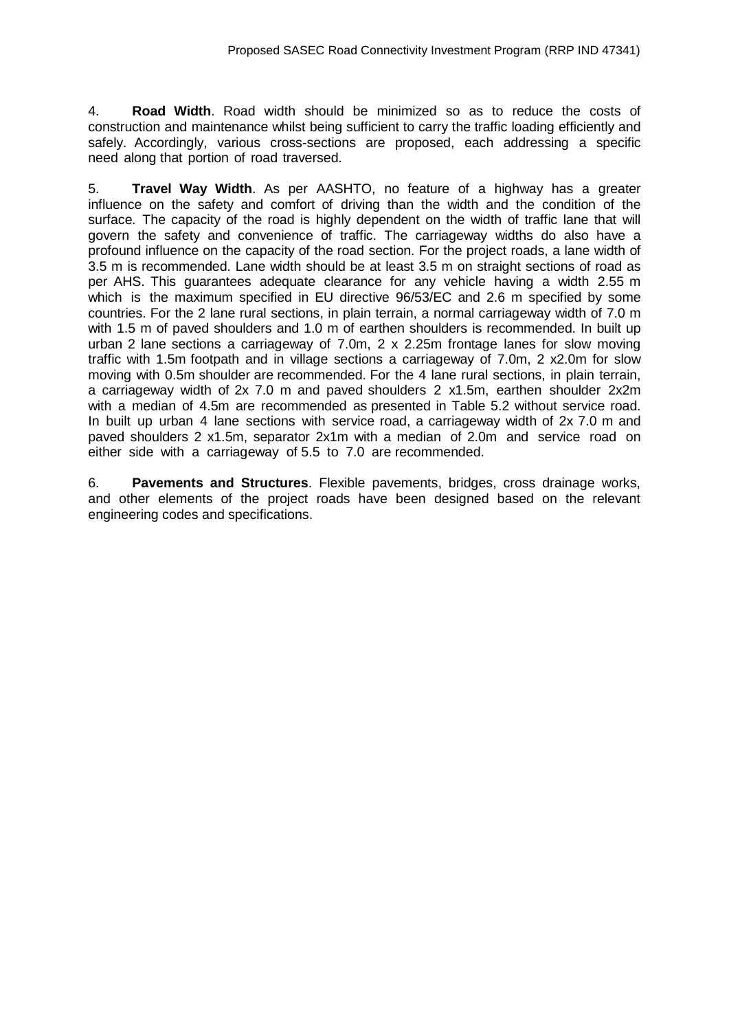4. **Road Width**. Road width should be minimized so as to reduce the costs of construction and maintenance whilst being sufficient to carry the traffic loading efficiently and safely. Accordingly, various cross-sections are proposed, each addressing a specific need along that portion of road traversed.

5. **Travel Way Width**. As per AASHTO, no feature of a highway has a greater influence on the safety and comfort of driving than the width and the condition of the surface. The capacity of the road is highly dependent on the width of traffic lane that will govern the safety and convenience of traffic. The carriageway widths do also have a profound influence on the capacity of the road section. For the project roads, a lane width of 3.5 m is recommended. Lane width should be at least 3.5 m on straight sections of road as per AHS. This guarantees adequate clearance for any vehicle having a width 2.55 m which is the maximum specified in EU directive 96/53/EC and 2.6 m specified by some countries. For the 2 lane rural sections, in plain terrain, a normal carriageway width of 7.0 m with 1.5 m of paved shoulders and 1.0 m of earthen shoulders is recommended. In built up urban 2 lane sections a carriageway of 7.0m, 2 x 2.25m frontage lanes for slow moving traffic with 1.5m footpath and in village sections a carriageway of 7.0m, 2 x2.0m for slow moving with 0.5m shoulder are recommended. For the 4 lane rural sections, in plain terrain, a carriageway width of 2x 7.0 m and paved shoulders 2 x1.5m, earthen shoulder 2x2m with a median of 4.5m are recommended as presented in Table 5.2 without service road. In built up urban 4 lane sections with service road, a carriageway width of 2x 7.0 m and paved shoulders 2 x1.5m, separator 2x1m with a median of 2.0m and service road on either side with a carriageway of 5.5 to 7.0 are recommended.

6. **Pavements and Structures**. Flexible pavements, bridges, cross drainage works, and other elements of the project roads have been designed based on the relevant engineering codes and specifications.